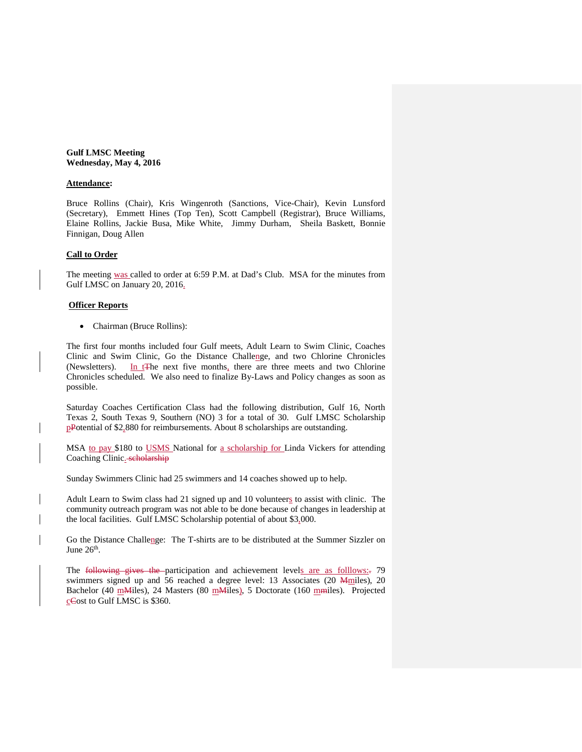**Gulf LMSC Meeting**
**Wednesday, May 4, 2016**

**Attendance:**

Bruce Rollins (Chair), Kris Wingenroth (Sanctions, Vice-Chair), Kevin Lunsford (Secretary), Emmett Hines (Top Ten), Scott Campbell (Registrar), Bruce Williams, Elaine Rollins, Jackie Busa, Mike White, Jimmy Durham, Sheila Baskett, Bonnie Finnigan, Doug Allen

**Call to Order**

The meeting was called to order at 6:59 P.M. at Dad's Club. MSA for the minutes from Gulf LMSC on January 20, 2016.

**Officer Reports**

- Chairman (Bruce Rollins):

The first four months included four Gulf meets, Adult Learn to Swim Clinic, Coaches Clinic and Swim Clinic, Go the Distance Challenge, and two Chlorine Chronicles (Newsletters). In the next five months, there are three meets and two Chlorine Chronicles scheduled. We also need to finalize By-Laws and Policy changes as soon as possible.

Saturday Coaches Certification Class had the following distribution, Gulf 16, North Texas 2, South Texas 9, Southern (NO) 3 for a total of 30. Gulf LMSC Scholarship potential of $2,880 for reimbursements. About 8 scholarships are outstanding.

MSA to pay $180 to USMS National for a scholarship for Linda Vickers for attending Coaching Clinic.

Sunday Swimmers Clinic had 25 swimmers and 14 coaches showed up to help.

Adult Learn to Swim class had 21 signed up and 10 volunteers to assist with clinic. The community outreach program was not able to be done because of changes in leadership at the local facilities. Gulf LMSC Scholarship potential of about $3,000.

Go the Distance Challenge: The T-shirts are to be distributed at the Summer Sizzler on June 26th.

The participation and achievement levels are as folllows: 79 swimmers signed up and 56 reached a degree level: 13 Associates (20 miles), 20 Bachelor (40 miles), 24 Masters (80 miles), 5 Doctorate (160 miles). Projected cost to Gulf LMSC is $360.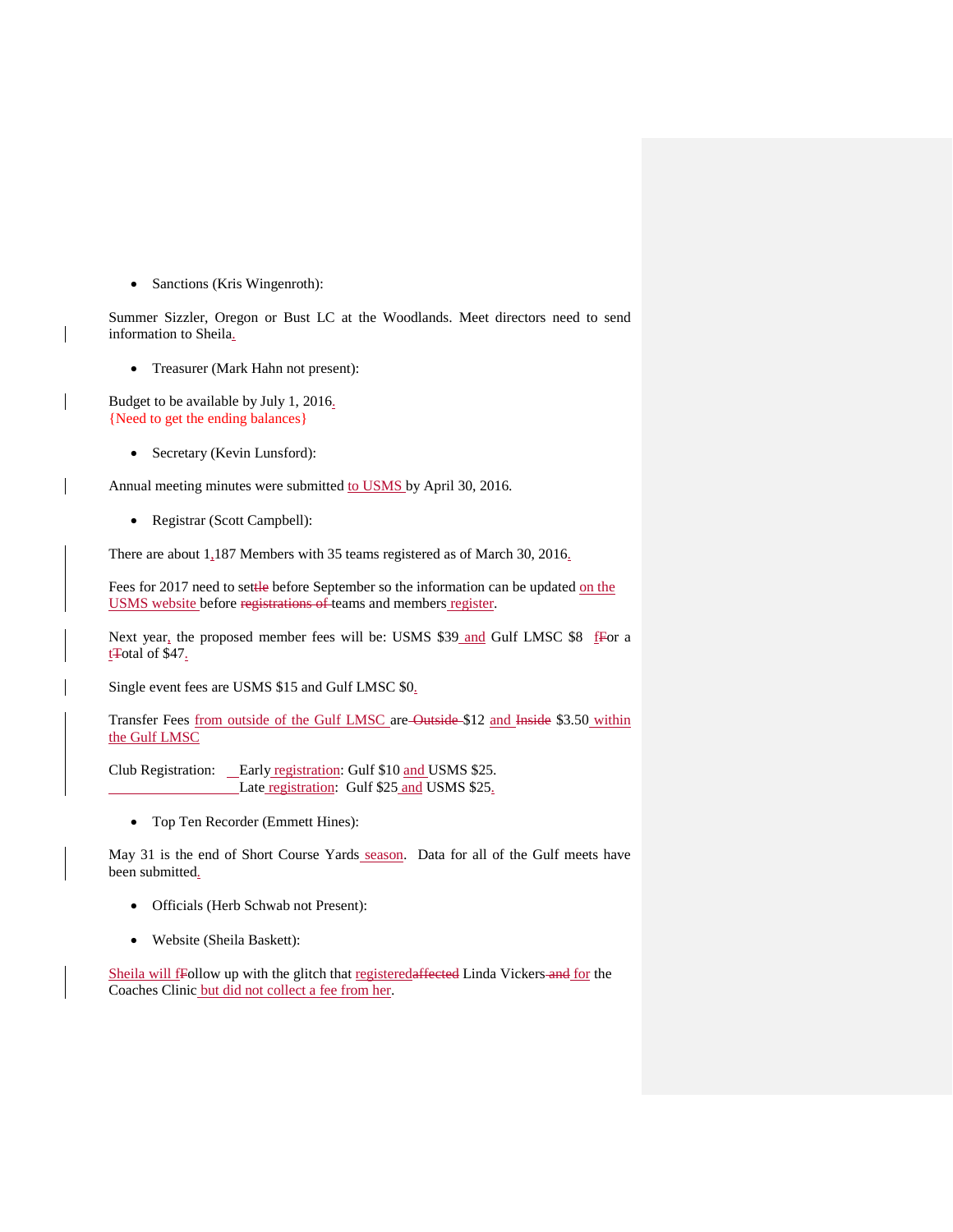- Sanctions (Kris Wingenroth):

Summer Sizzler, Oregon or Bust LC at the Woodlands. Meet directors need to send information to Sheila.

- Treasurer (Mark Hahn not present):

Budget to be available by July 1, 2016.
{Need to get the ending balances}

- Secretary (Kevin Lunsford):

Annual meeting minutes were submitted to USMS by April 30, 2016.

- Registrar (Scott Campbell):

There are about 1,187 Members with 35 teams registered as of March 30, 2016.

Fees for 2017 need to settle before September so the information can be updated on the USMS website before teams and members register.

Next year, the proposed member fees will be: USMS $39 and Gulf LMSC $8 for a total of $47.

Single event fees are USMS $15 and Gulf LMSC $0.

Transfer Fees from outside of the Gulf LMSC are $12 and $3.50 within the Gulf LMSC

Club Registration: Early registration: Gulf $10 and USMS $25.
Late registration: Gulf $25 and USMS $25.

- Top Ten Recorder (Emmett Hines):

May 31 is the end of Short Course Yards season. Data for all of the Gulf meets have been submitted.

- Officials (Herb Schwab not Present):

- Website (Sheila Baskett):

Sheila will follow up with the glitch that registered Linda Vickers for the Coaches Clinic but did not collect a fee from her.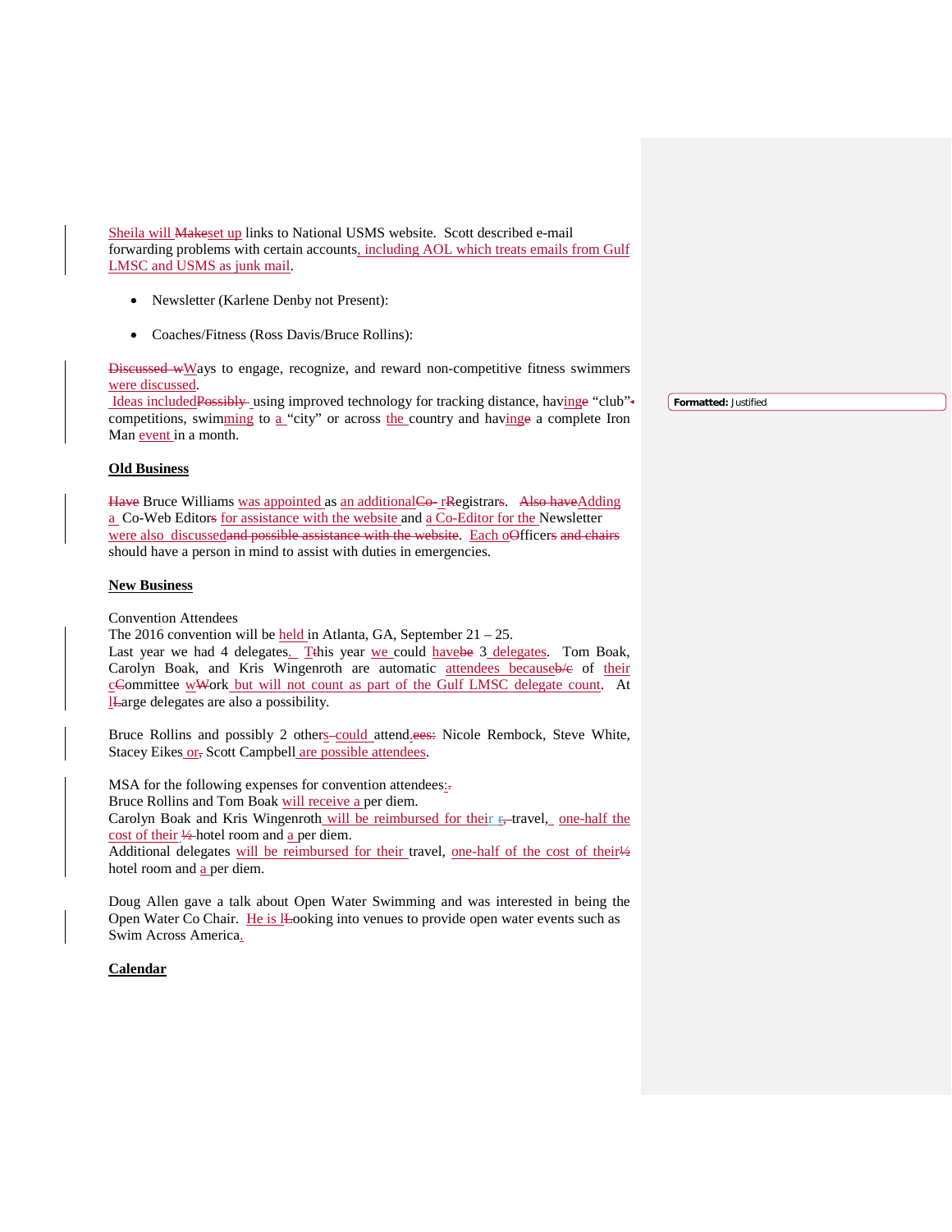Sheila will set up links to National USMS website. Scott described e-mail forwarding problems with certain accounts, including AOL which treats emails from Gulf LMSC and USMS as junk mail.

- Newsletter (Karlene Denby not Present):
- Coaches/Fitness (Ross Davis/Bruce Rollins):

Ways to engage, recognize, and reward non-competitive fitness swimmers were discussed.
Ideas included using improved technology for tracking distance, having "club" competitions, swimming to a "city" or across the country and having a complete Iron Man event in a month.

**Old Business**

Bruce Williams was appointed as an additional Registrar. Adding a Co-Web Editor for assistance with the website and a Co-Editor for the Newsletter were also discussed. Each Officer should have a person in mind to assist with duties in emergencies.

**New Business**

Convention Attendees
The 2016 convention will be held in Atlanta, GA, September 21 – 25.
Last year we had 4 delegates. This year we could have 3 delegates. Tom Boak, Carolyn Boak, and Kris Wingenroth are automatic attendees because of their committee work but will not count as part of the Gulf LMSC delegate count. At large delegates are also a possibility.

Bruce Rollins and possibly 2 others could attend. Nicole Rembock, Steve White, Stacey Eikes or Scott Campbell are possible attendees.

MSA for the following expenses for convention attendees:
Bruce Rollins and Tom Boak will receive a per diem.
Carolyn Boak and Kris Wingenroth will be reimbursed for their travel, one-half the cost of their hotel room and a per diem.
Additional delegates will be reimbursed for their travel, one-half of the cost of their hotel room and a per diem.

Doug Allen gave a talk about Open Water Swimming and was interested in being the Open Water Co Chair. He is looking into venues to provide open water events such as Swim Across America.

**Calendar**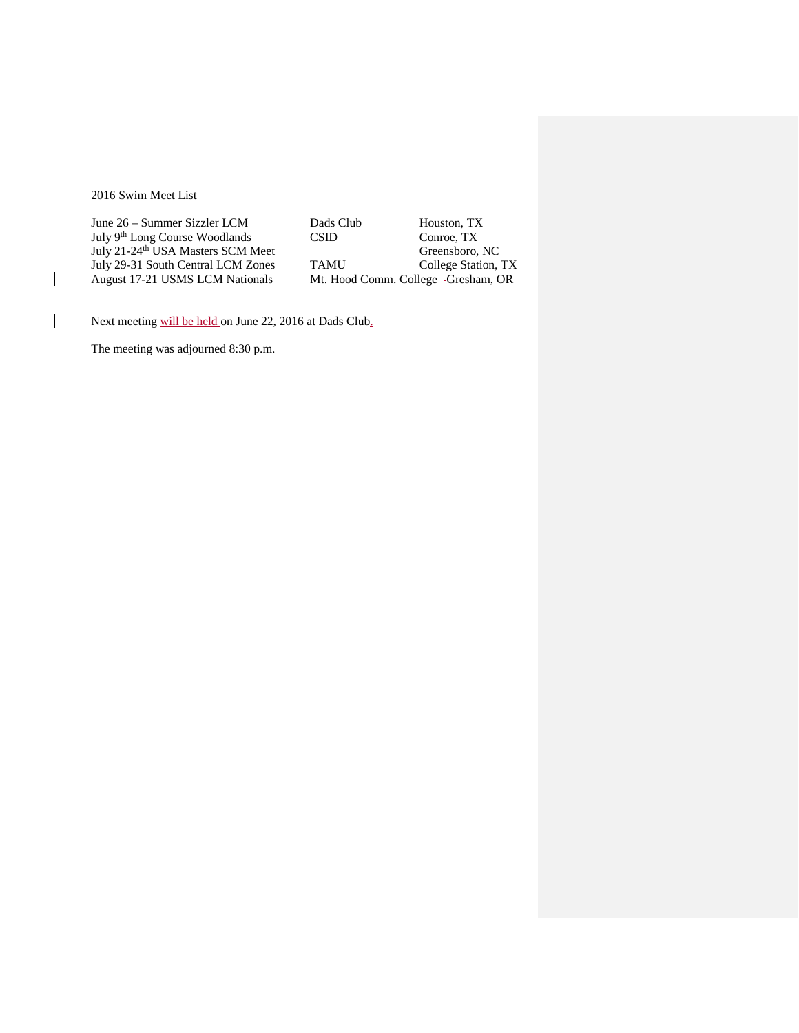2016 Swim Meet List

| | | |
|---|---|---|
| June 26 – Summer Sizzler LCM | Dads Club | Houston, TX |
| July 9th Long Course Woodlands | CSID | Conroe, TX |
| July 21-24th USA Masters SCM Meet | | Greensboro, NC |
| July 29-31 South Central LCM Zones | TAMU | College Station, TX |
| August 17-21 USMS LCM Nationals | Mt. Hood Comm. College | Gresham, OR |

Next meeting will be held on June 22, 2016 at Dads Club.

The meeting was adjourned 8:30 p.m.